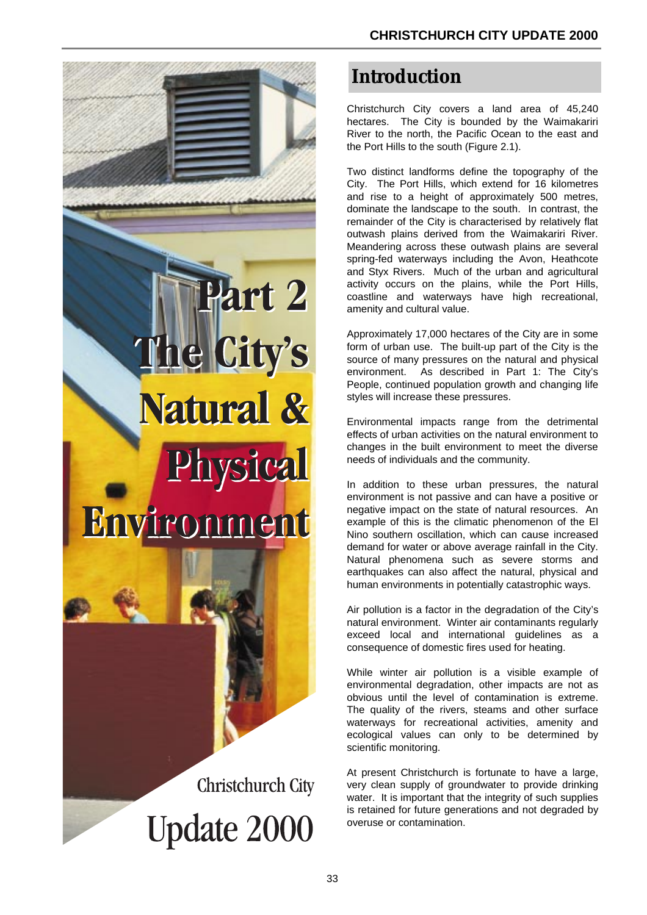# Part 2 The City's Natural & Physical Environment

Christchurch City

Update 2000

## Introduction

Christchurch City covers a land area of 45,240 hectares. The City is bounded by the Waimakariri River to the north, the Pacific Ocean to the east and the Port Hills to the south (Figure 2.1).

Two distinct landforms define the topography of the City. The Port Hills, which extend for 16 kilometres and rise to a height of approximately 500 metres, dominate the landscape to the south. In contrast, the remainder of the City is characterised by relatively flat outwash plains derived from the Waimakariri River. Meandering across these outwash plains are several spring-fed waterways including the Avon, Heathcote and Styx Rivers. Much of the urban and agricultural activity occurs on the plains, while the Port Hills, coastline and waterways have high recreational, amenity and cultural value.

Approximately 17,000 hectares of the City are in some form of urban use. The built-up part of the City is the source of many pressures on the natural and physical environment. As described in Part 1: The City's People, continued population growth and changing life styles will increase these pressures.

Environmental impacts range from the detrimental effects of urban activities on the natural environment to changes in the built environment to meet the diverse needs of individuals and the community.

In addition to these urban pressures, the natural environment is not passive and can have a positive or negative impact on the state of natural resources. An example of this is the climatic phenomenon of the El Nino southern oscillation, which can cause increased demand for water or above average rainfall in the City. Natural phenomena such as severe storms and earthquakes can also affect the natural, physical and human environments in potentially catastrophic ways.

Air pollution is a factor in the degradation of the City's natural environment. Winter air contaminants regularly exceed local and international guidelines as a consequence of domestic fires used for heating.

While winter air pollution is a visible example of environmental degradation, other impacts are not as obvious until the level of contamination is extreme. The quality of the rivers, steams and other surface waterways for recreational activities, amenity and ecological values can only to be determined by scientific monitoring.

At present Christchurch is fortunate to have a large, very clean supply of groundwater to provide drinking water. It is important that the integrity of such supplies is retained for future generations and not degraded by overuse or contamination.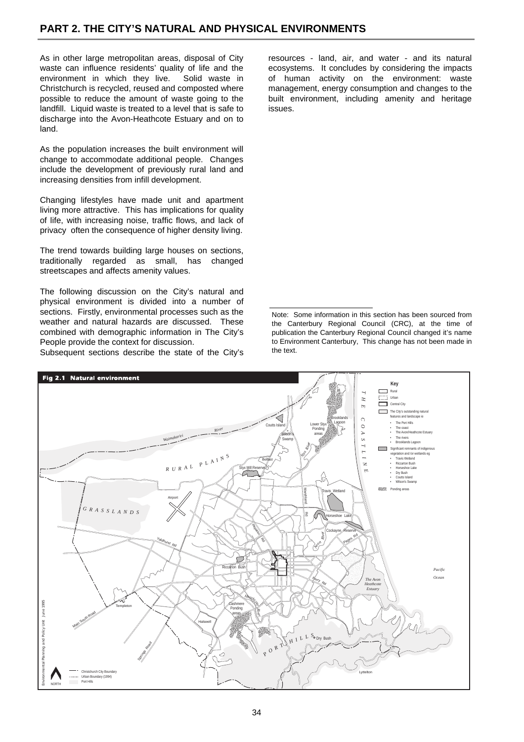## PART 2. THE CITY'S NATURAL AND PHYSICAL ENVIRONMENTS

As in other large metropolitan areas, disposal of City waste can influence residents' quality of life and the environment in which they live. Solid waste in Christchurch is recycled, reused and composted where possible to reduce the amount of waste going to the landfill. Liquid waste is treated to a level that is safe to discharge into the Avon-Heathcote Estuary and on to land.

As the population increases the built environment will change to accommodate additional people. Changes include the development of previously rural land and increasing densities from infill development.

Changing lifestyles have made unit and apartment living more attractive. This has implications for quality of life, with increasing noise, traffic flows, and lack of privacy often the consequence of higher density living.

The trend towards building large houses on sections, traditionally regarded as small, has changed streetscapes and affects amenity values.

The following discussion on the City's natural and physical environment is divided into a number of sections. Firstly, environmental processes such as the weather and natural hazards are discussed. These combined with demographic information in The City's People provide the context for discussion.

Subsequent sections describe the state of the City's resources - land, air, and water - and its natural ecosystems. It concludes by considering the impacts of human activity on the environment: waste management, energy consumption and changes to the built environment, including amenity and heritage issues.

Note: Some information in this section has been sourced from the Canterbury Regional Council (CRC), at the time of publication the Canterbury Regional Council changed it's name to Environment Canterbury, This change has not been made in the text.

**Fig 2.1 Natural environment**

Key
Rural
Urban
Central City
The City's outstanding natural features and landscape ie
- The Port Hills
- The coast
- The Avon/Heathcote Estuary
- The rivers
- Brooklands Lagoon

Significant remnants of indigenous vegetation and /or wetlands eg
- Travis Wetland
- Riccarton Bush
- Horseshoe Lake
- Dry Bush
- Coutts Island
- Wilson's Swamp

Ponding areas

Waimakariri River
Coutts Island
Lower Styx Ponding areas
Wilson's Swamp
Brooklands Lagoon
Styx River
Belfast
Styx Mill Reserve
RURAL PLAINS
GRASSLANDS
Airport
Travis Wetland
Marshland Rd
Horseshoe Lake
Cockayne Reserve
Papanui Rd
Avon River
Pages Rd
Yaldhurst Rd
Riccarton Bush
Ferry Rd
The Avon Heathcote Estuary
Pacific Ocean
THE COASTLINE
Templeton
Main South Road
Cashmere Ponding areas
Heathcote River
Halswell
Springs Road
PORT HILLS
Dry Bush
Lyttelton

Christchurch City Boundary
Urban Boundary (1994)
Port Hills
NORTH

Environmental Planning and Policy Unit June 1995